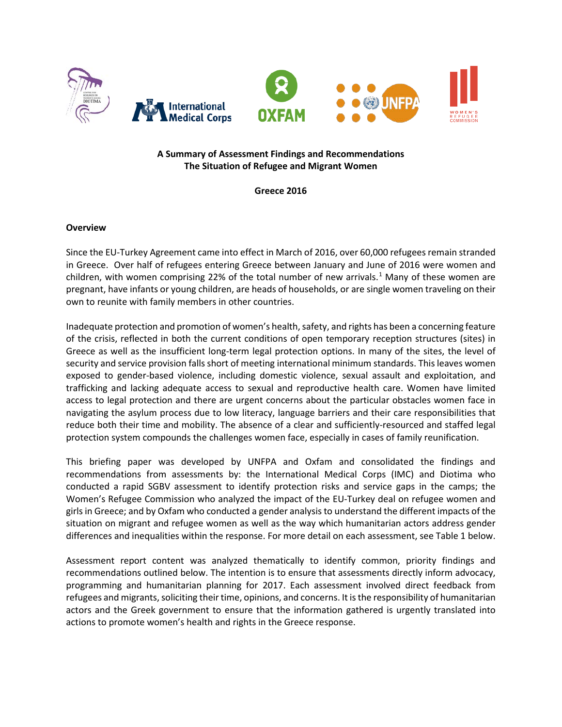**A Summary of Assessment Findings and Recommendations**
**The Situation of Refugee and Migrant Women**

**Greece 2016**

**Overview**

Since the EU-Turkey Agreement came into effect in March of 2016, over 60,000 refugees remain stranded in Greece. Over half of refugees entering Greece between January and June of 2016 were women and children, with women comprising 22% of the total number of new arrivals.[1] Many of these women are pregnant, have infants or young children, are heads of households, or are single women traveling on their own to reunite with family members in other countries.

Inadequate protection and promotion of women's health, safety, and rights has been a concerning feature of the crisis, reflected in both the current conditions of open temporary reception structures (sites) in Greece as well as the insufficient long-term legal protection options. In many of the sites, the level of security and service provision falls short of meeting international minimum standards. This leaves women exposed to gender-based violence, including domestic violence, sexual assault and exploitation, and trafficking and lacking adequate access to sexual and reproductive health care. Women have limited access to legal protection and there are urgent concerns about the particular obstacles women face in navigating the asylum process due to low literacy, language barriers and their care responsibilities that reduce both their time and mobility. The absence of a clear and sufficiently-resourced and staffed legal protection system compounds the challenges women face, especially in cases of family reunification.

This briefing paper was developed by UNFPA and Oxfam and consolidated the findings and recommendations from assessments by: the International Medical Corps (IMC) and Diotima who conducted a rapid SGBV assessment to identify protection risks and service gaps in the camps; the Women's Refugee Commission who analyzed the impact of the EU-Turkey deal on refugee women and girls in Greece; and by Oxfam who conducted a gender analysis to understand the different impacts of the situation on migrant and refugee women as well as the way which humanitarian actors address gender differences and inequalities within the response. For more detail on each assessment, see Table 1 below.

Assessment report content was analyzed thematically to identify common, priority findings and recommendations outlined below. The intention is to ensure that assessments directly inform advocacy, programming and humanitarian planning for 2017. Each assessment involved direct feedback from refugees and migrants, soliciting their time, opinions, and concerns. It is the responsibility of humanitarian actors and the Greek government to ensure that the information gathered is urgently translated into actions to promote women's health and rights in the Greece response.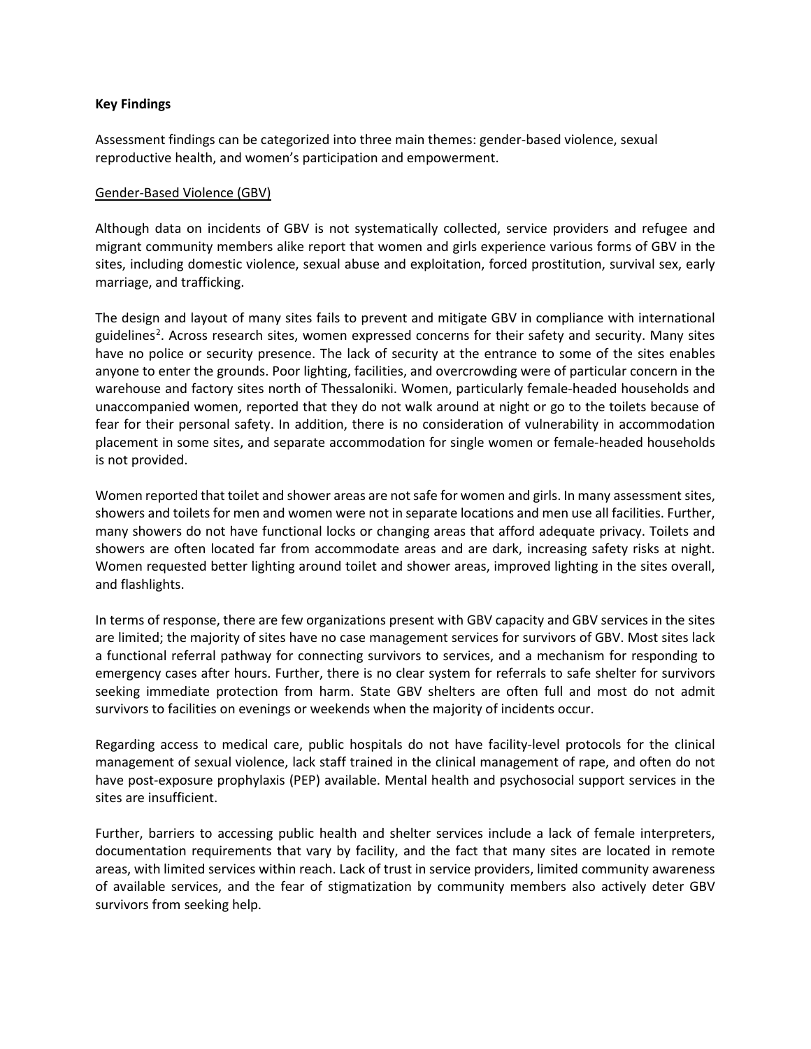**Key Findings**

Assessment findings can be categorized into three main themes: gender-based violence, sexual reproductive health, and women's participation and empowerment.

Gender-Based Violence (GBV)

Although data on incidents of GBV is not systematically collected, service providers and refugee and migrant community members alike report that women and girls experience various forms of GBV in the sites, including domestic violence, sexual abuse and exploitation, forced prostitution, survival sex, early marriage, and trafficking.

The design and layout of many sites fails to prevent and mitigate GBV in compliance with international guidelines[2]. Across research sites, women expressed concerns for their safety and security. Many sites have no police or security presence. The lack of security at the entrance to some of the sites enables anyone to enter the grounds. Poor lighting, facilities, and overcrowding were of particular concern in the warehouse and factory sites north of Thessaloniki. Women, particularly female-headed households and unaccompanied women, reported that they do not walk around at night or go to the toilets because of fear for their personal safety. In addition, there is no consideration of vulnerability in accommodation placement in some sites, and separate accommodation for single women or female-headed households is not provided.

Women reported that toilet and shower areas are not safe for women and girls. In many assessment sites, showers and toilets for men and women were not in separate locations and men use all facilities. Further, many showers do not have functional locks or changing areas that afford adequate privacy. Toilets and showers are often located far from accommodate areas and are dark, increasing safety risks at night. Women requested better lighting around toilet and shower areas, improved lighting in the sites overall, and flashlights.

In terms of response, there are few organizations present with GBV capacity and GBV services in the sites are limited; the majority of sites have no case management services for survivors of GBV. Most sites lack a functional referral pathway for connecting survivors to services, and a mechanism for responding to emergency cases after hours. Further, there is no clear system for referrals to safe shelter for survivors seeking immediate protection from harm. State GBV shelters are often full and most do not admit survivors to facilities on evenings or weekends when the majority of incidents occur.

Regarding access to medical care, public hospitals do not have facility-level protocols for the clinical management of sexual violence, lack staff trained in the clinical management of rape, and often do not have post-exposure prophylaxis (PEP) available. Mental health and psychosocial support services in the sites are insufficient.

Further, barriers to accessing public health and shelter services include a lack of female interpreters, documentation requirements that vary by facility, and the fact that many sites are located in remote areas, with limited services within reach. Lack of trust in service providers, limited community awareness of available services, and the fear of stigmatization by community members also actively deter GBV survivors from seeking help.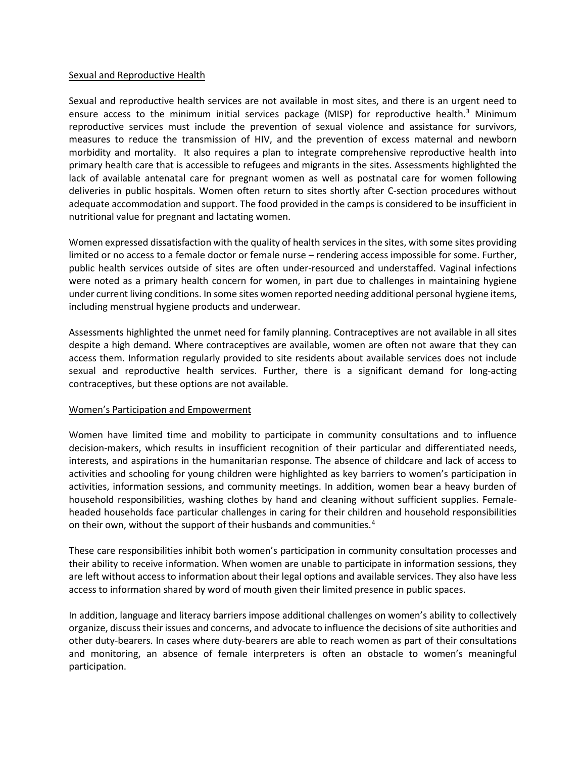## Sexual and Reproductive Health

Sexual and reproductive health services are not available in most sites, and there is an urgent need to ensure access to the minimum initial services package (MISP) for reproductive health.[3] Minimum reproductive services must include the prevention of sexual violence and assistance for survivors, measures to reduce the transmission of HIV, and the prevention of excess maternal and newborn morbidity and mortality. It also requires a plan to integrate comprehensive reproductive health into primary health care that is accessible to refugees and migrants in the sites. Assessments highlighted the lack of available antenatal care for pregnant women as well as postnatal care for women following deliveries in public hospitals. Women often return to sites shortly after C-section procedures without adequate accommodation and support. The food provided in the camps is considered to be insufficient in nutritional value for pregnant and lactating women.

Women expressed dissatisfaction with the quality of health services in the sites, with some sites providing limited or no access to a female doctor or female nurse – rendering access impossible for some. Further, public health services outside of sites are often under-resourced and understaffed. Vaginal infections were noted as a primary health concern for women, in part due to challenges in maintaining hygiene under current living conditions. In some sites women reported needing additional personal hygiene items, including menstrual hygiene products and underwear.

Assessments highlighted the unmet need for family planning. Contraceptives are not available in all sites despite a high demand. Where contraceptives are available, women are often not aware that they can access them. Information regularly provided to site residents about available services does not include sexual and reproductive health services. Further, there is a significant demand for long-acting contraceptives, but these options are not available.

## Women's Participation and Empowerment

Women have limited time and mobility to participate in community consultations and to influence decision-makers, which results in insufficient recognition of their particular and differentiated needs, interests, and aspirations in the humanitarian response. The absence of childcare and lack of access to activities and schooling for young children were highlighted as key barriers to women's participation in activities, information sessions, and community meetings. In addition, women bear a heavy burden of household responsibilities, washing clothes by hand and cleaning without sufficient supplies. Female-headed households face particular challenges in caring for their children and household responsibilities on their own, without the support of their husbands and communities.[4]

These care responsibilities inhibit both women's participation in community consultation processes and their ability to receive information. When women are unable to participate in information sessions, they are left without access to information about their legal options and available services. They also have less access to information shared by word of mouth given their limited presence in public spaces.

In addition, language and literacy barriers impose additional challenges on women's ability to collectively organize, discuss their issues and concerns, and advocate to influence the decisions of site authorities and other duty-bearers. In cases where duty-bearers are able to reach women as part of their consultations and monitoring, an absence of female interpreters is often an obstacle to women's meaningful participation.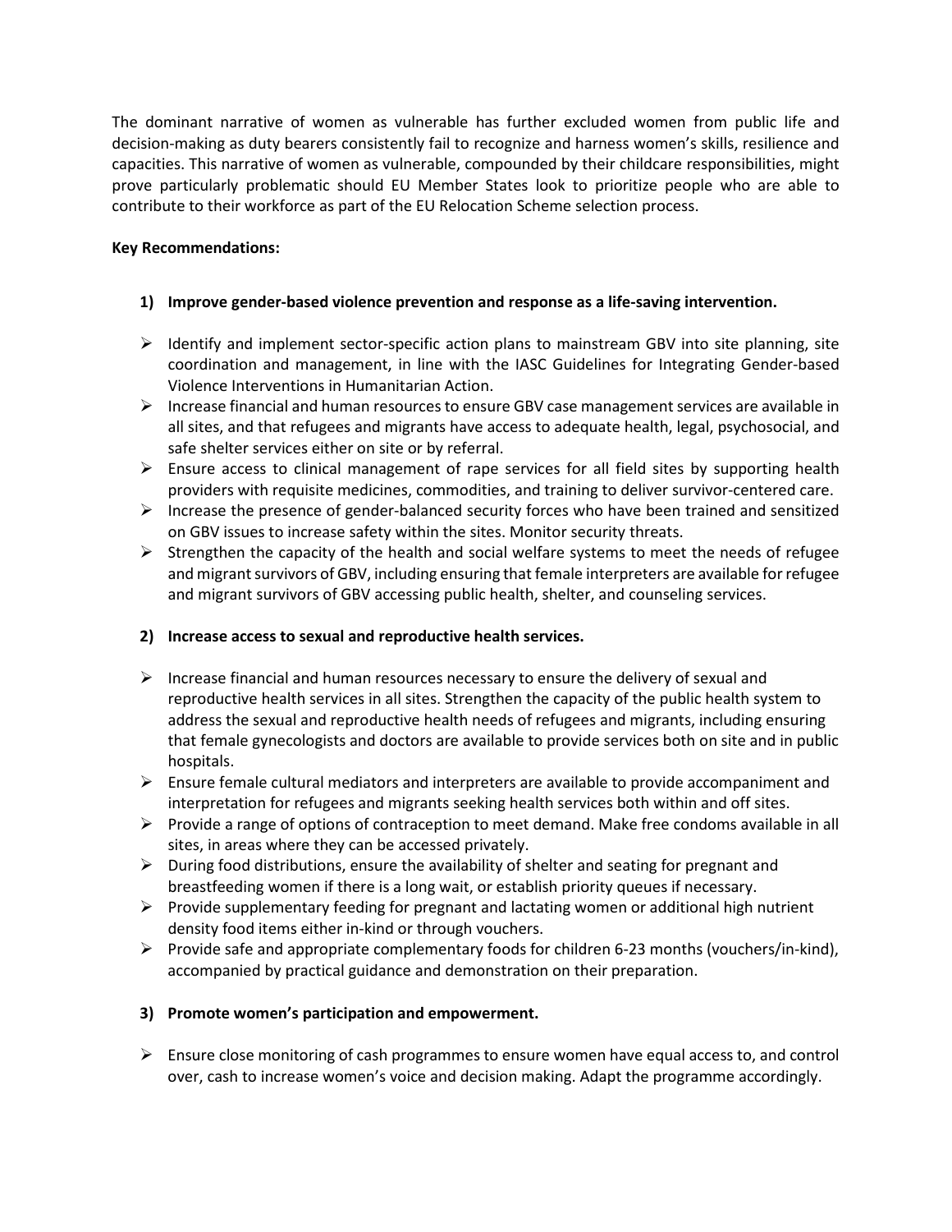The dominant narrative of women as vulnerable has further excluded women from public life and decision-making as duty bearers consistently fail to recognize and harness women's skills, resilience and capacities. This narrative of women as vulnerable, compounded by their childcare responsibilities, might prove particularly problematic should EU Member States look to prioritize people who are able to contribute to their workforce as part of the EU Relocation Scheme selection process.

**Key Recommendations:**

**1) Improve gender-based violence prevention and response as a life-saving intervention.**

- Identify and implement sector-specific action plans to mainstream GBV into site planning, site coordination and management, in line with the IASC Guidelines for Integrating Gender-based Violence Interventions in Humanitarian Action.
- Increase financial and human resources to ensure GBV case management services are available in all sites, and that refugees and migrants have access to adequate health, legal, psychosocial, and safe shelter services either on site or by referral.
- Ensure access to clinical management of rape services for all field sites by supporting health providers with requisite medicines, commodities, and training to deliver survivor-centered care.
- Increase the presence of gender-balanced security forces who have been trained and sensitized on GBV issues to increase safety within the sites. Monitor security threats.
- Strengthen the capacity of the health and social welfare systems to meet the needs of refugee and migrant survivors of GBV, including ensuring that female interpreters are available for refugee and migrant survivors of GBV accessing public health, shelter, and counseling services.

**2) Increase access to sexual and reproductive health services.**

- Increase financial and human resources necessary to ensure the delivery of sexual and reproductive health services in all sites. Strengthen the capacity of the public health system to address the sexual and reproductive health needs of refugees and migrants, including ensuring that female gynecologists and doctors are available to provide services both on site and in public hospitals.
- Ensure female cultural mediators and interpreters are available to provide accompaniment and interpretation for refugees and migrants seeking health services both within and off sites.
- Provide a range of options of contraception to meet demand. Make free condoms available in all sites, in areas where they can be accessed privately.
- During food distributions, ensure the availability of shelter and seating for pregnant and breastfeeding women if there is a long wait, or establish priority queues if necessary.
- Provide supplementary feeding for pregnant and lactating women or additional high nutrient density food items either in-kind or through vouchers.
- Provide safe and appropriate complementary foods for children 6-23 months (vouchers/in-kind), accompanied by practical guidance and demonstration on their preparation.

**3) Promote women's participation and empowerment.**

- Ensure close monitoring of cash programmes to ensure women have equal access to, and control over, cash to increase women's voice and decision making. Adapt the programme accordingly.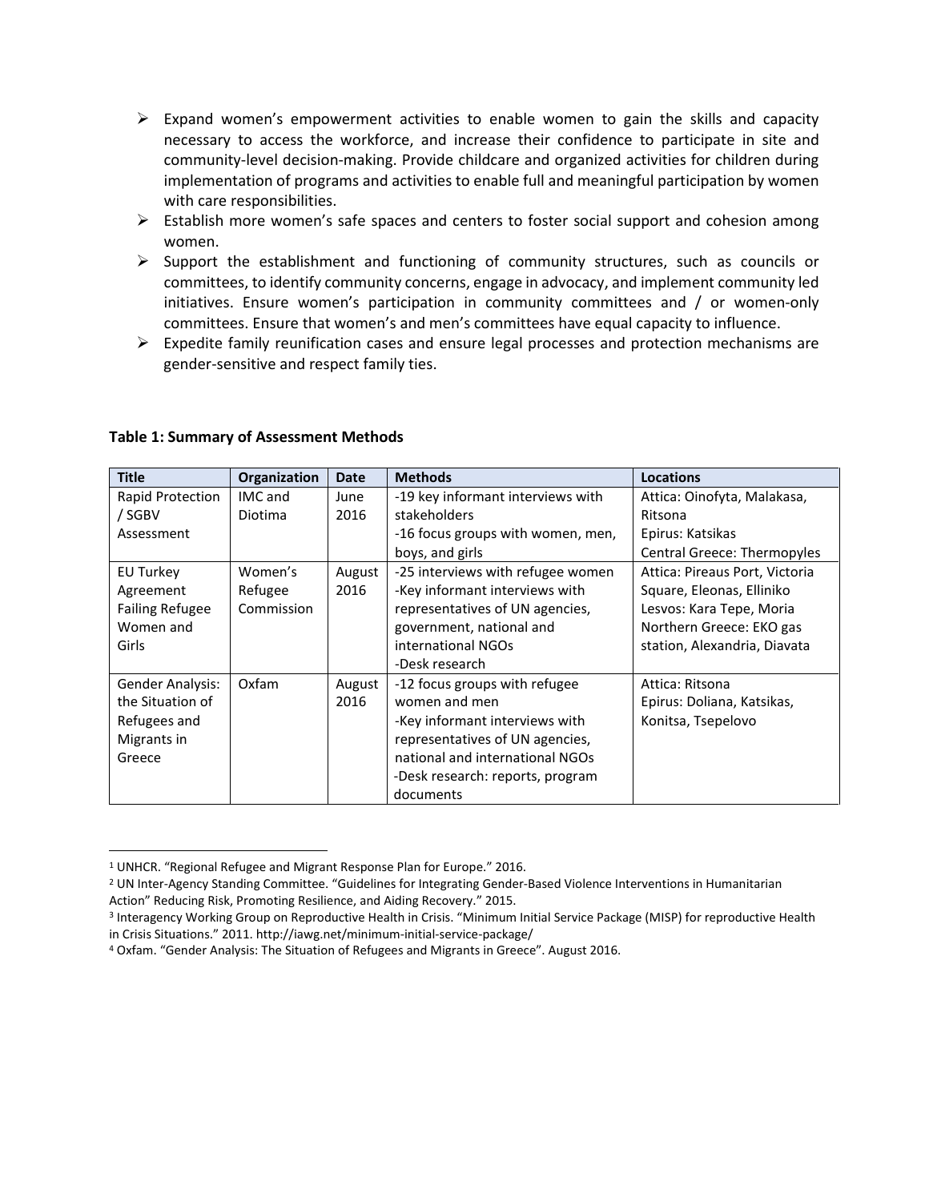- Expand women's empowerment activities to enable women to gain the skills and capacity necessary to access the workforce, and increase their confidence to participate in site and community-level decision-making. Provide childcare and organized activities for children during implementation of programs and activities to enable full and meaningful participation by women with care responsibilities.
- Establish more women's safe spaces and centers to foster social support and cohesion among women.
- Support the establishment and functioning of community structures, such as councils or committees, to identify community concerns, engage in advocacy, and implement community led initiatives. Ensure women's participation in community committees and / or women-only committees. Ensure that women's and men's committees have equal capacity to influence.
- Expedite family reunification cases and ensure legal processes and protection mechanisms are gender-sensitive and respect family ties.

**Table 1: Summary of Assessment Methods**

| Title | Organization | Date | Methods | Locations |
|---|---|---|---|---|
| Rapid Protection / SGBV Assessment | IMC and Diotima | June 2016 | -19 key informant interviews with stakeholders<br>-16 focus groups with women, men, boys, and girls | Attica: Oinofyta, Malakasa, Ritsona<br>Epirus: Katsikas<br>Central Greece: Thermopyles |
| EU Turkey Agreement Failing Refugee Women and Girls | Women's Refugee Commission | August 2016 | -25 interviews with refugee women<br>-Key informant interviews with representatives of UN agencies, government, national and international NGOs<br>-Desk research | Attica: Pireaus Port, Victoria Square, Eleonas, Elliniko<br>Lesvos: Kara Tepe, Moria<br>Northern Greece: EKO gas station, Alexandria, Diavata |
| Gender Analysis: the Situation of Refugees and Migrants in Greece | Oxfam | August 2016 | -12 focus groups with refugee women and men<br>-Key informant interviews with representatives of UN agencies, national and international NGOs<br>-Desk research: reports, program documents | Attica: Ritsona<br>Epirus: Doliana, Katsikas, Konitsa, Tsepelovo |

[1] UNHCR. "Regional Refugee and Migrant Response Plan for Europe." 2016.

[2] UN Inter-Agency Standing Committee. "Guidelines for Integrating Gender-Based Violence Interventions in Humanitarian Action" Reducing Risk, Promoting Resilience, and Aiding Recovery." 2015.

[3] Interagency Working Group on Reproductive Health in Crisis. "Minimum Initial Service Package (MISP) for reproductive Health in Crisis Situations." 2011. http://iawg.net/minimum-initial-service-package/

[4] Oxfam. "Gender Analysis: The Situation of Refugees and Migrants in Greece". August 2016.